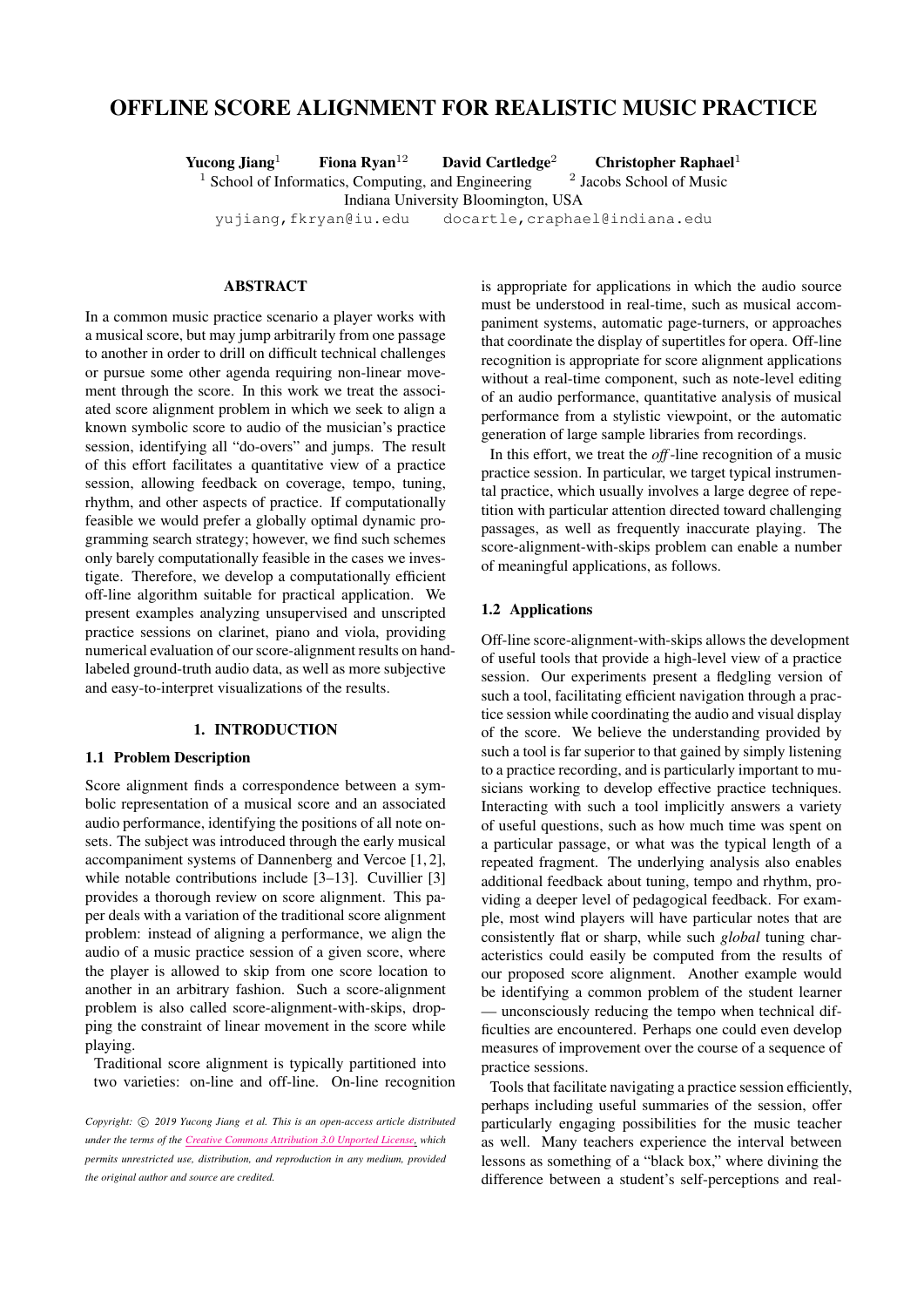# OFFLINE SCORE ALIGNMENT FOR REALISTIC MUSIC PRACTICE

**Yucong Jiang**[1] **Fiona Ryan**[12] **David Cartledge**[2] **Christopher Raphael**[1]

[1] School of Informatics, Computing, and Engineering [2] Jacobs School of Music
Indiana University Bloomington, USA
yujiang,fkryan@iu.edu docartle,craphael@indiana.edu

## ABSTRACT

In a common music practice scenario a player works with a musical score, but may jump arbitrarily from one passage to another in order to drill on difficult technical challenges or pursue some other agenda requiring non-linear movement through the score. In this work we treat the associated score alignment problem in which we seek to align a known symbolic score to audio of the musician's practice session, identifying all "do-overs" and jumps. The result of this effort facilitates a quantitative view of a practice session, allowing feedback on coverage, tempo, tuning, rhythm, and other aspects of practice. If computationally feasible we would prefer a globally optimal dynamic programming search strategy; however, we find such schemes only barely computationally feasible in the cases we investigate. Therefore, we develop a computationally efficient off-line algorithm suitable for practical application. We present examples analyzing unsupervised and unscripted practice sessions on clarinet, piano and viola, providing numerical evaluation of our score-alignment results on hand-labeled ground-truth audio data, as well as more subjective and easy-to-interpret visualizations of the results.

## 1. INTRODUCTION

### 1.1 Problem Description

Score alignment finds a correspondence between a symbolic representation of a musical score and an associated audio performance, identifying the positions of all note onsets. The subject was introduced through the early musical accompaniment systems of Dannenberg and Vercoe [1, 2], while notable contributions include [3–13]. Cuvillier [3] provides a thorough review on score alignment. This paper deals with a variation of the traditional score alignment problem: instead of aligning a performance, we align the audio of a music practice session of a given score, where the player is allowed to skip from one score location to another in an arbitrary fashion. Such a score-alignment problem is also called score-alignment-with-skips, dropping the constraint of linear movement in the score while playing.

Traditional score alignment is typically partitioned into two varieties: on-line and off-line. On-line recognition is appropriate for applications in which the audio source must be understood in real-time, such as musical accompaniment systems, automatic page-turners, or approaches that coordinate the display of supertitles for opera. Off-line recognition is appropriate for score alignment applications without a real-time component, such as note-level editing of an audio performance, quantitative analysis of musical performance from a stylistic viewpoint, or the automatic generation of large sample libraries from recordings.

In this effort, we treat the *off*-line recognition of a music practice session. In particular, we target typical instrumental practice, which usually involves a large degree of repetition with particular attention directed toward challenging passages, as well as frequently inaccurate playing. The score-alignment-with-skips problem can enable a number of meaningful applications, as follows.

### 1.2 Applications

Off-line score-alignment-with-skips allows the development of useful tools that provide a high-level view of a practice session. Our experiments present a fledgling version of such a tool, facilitating efficient navigation through a practice session while coordinating the audio and visual display of the score. We believe the understanding provided by such a tool is far superior to that gained by simply listening to a practice recording, and is particularly important to musicians working to develop effective practice techniques. Interacting with such a tool implicitly answers a variety of useful questions, such as how much time was spent on a particular passage, or what was the typical length of a repeated fragment. The underlying analysis also enables additional feedback about tuning, tempo and rhythm, providing a deeper level of pedagogical feedback. For example, most wind players will have particular notes that are consistently flat or sharp, while such *global* tuning characteristics could easily be computed from the results of our proposed score alignment. Another example would be identifying a common problem of the student learner — unconsciously reducing the tempo when technical difficulties are encountered. Perhaps one could even develop measures of improvement over the course of a sequence of practice sessions.

Tools that facilitate navigating a practice session efficiently, perhaps including useful summaries of the session, offer particularly engaging possibilities for the music teacher as well. Many teachers experience the interval between lessons as something of a "black box," where divining the difference between a student's self-perceptions and real-

*Copyright: © 2019 Yucong Jiang et al. This is an open-access article distributed under the terms of the Creative Commons Attribution 3.0 Unported License, which permits unrestricted use, distribution, and reproduction in any medium, provided the original author and source are credited.*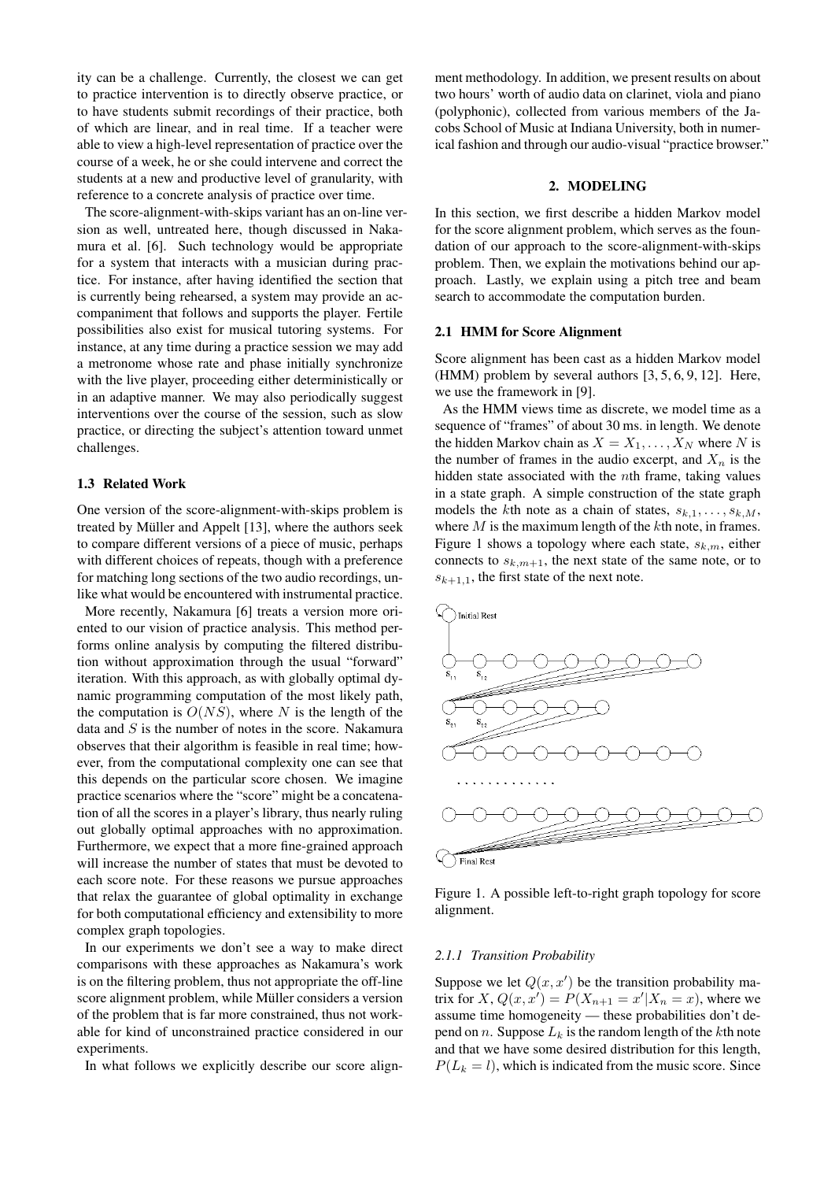ity can be a challenge. Currently, the closest we can get to practice intervention is to directly observe practice, or to have students submit recordings of their practice, both of which are linear, and in real time. If a teacher were able to view a high-level representation of practice over the course of a week, he or she could intervene and correct the students at a new and productive level of granularity, with reference to a concrete analysis of practice over time.

The score-alignment-with-skips variant has an on-line version as well, untreated here, though discussed in Nakamura et al. [6]. Such technology would be appropriate for a system that interacts with a musician during practice. For instance, after having identified the section that is currently being rehearsed, a system may provide an accompaniment that follows and supports the player. Fertile possibilities also exist for musical tutoring systems. For instance, at any time during a practice session we may add a metronome whose rate and phase initially synchronize with the live player, proceeding either deterministically or in an adaptive manner. We may also periodically suggest interventions over the course of the session, such as slow practice, or directing the subject's attention toward unmet challenges.

### 1.3 Related Work

One version of the score-alignment-with-skips problem is treated by Müller and Appelt [13], where the authors seek to compare different versions of a piece of music, perhaps with different choices of repeats, though with a preference for matching long sections of the two audio recordings, unlike what would be encountered with instrumental practice.

More recently, Nakamura [6] treats a version more oriented to our vision of practice analysis. This method performs online analysis by computing the filtered distribution without approximation through the usual "forward" iteration. With this approach, as with globally optimal dynamic programming computation of the most likely path, the computation is $O(NS)$, where $N$ is the length of the data and $S$ is the number of notes in the score. Nakamura observes that their algorithm is feasible in real time; however, from the computational complexity one can see that this depends on the particular score chosen. We imagine practice scenarios where the "score" might be a concatenation of all the scores in a player's library, thus nearly ruling out globally optimal approaches with no approximation. Furthermore, we expect that a more fine-grained approach will increase the number of states that must be devoted to each score note. For these reasons we pursue approaches that relax the guarantee of global optimality in exchange for both computational efficiency and extensibility to more complex graph topologies.

In our experiments we don't see a way to make direct comparisons with these approaches as Nakamura's work is on the filtering problem, thus not appropriate the off-line score alignment problem, while Müller considers a version of the problem that is far more constrained, thus not workable for kind of unconstrained practice considered in our experiments.

In what follows we explicitly describe our score alignment methodology. In addition, we present results on about two hours' worth of audio data on clarinet, viola and piano (polyphonic), collected from various members of the Jacobs School of Music at Indiana University, both in numerical fashion and through our audio-visual "practice browser."

## 2. MODELING

In this section, we first describe a hidden Markov model for the score alignment problem, which serves as the foundation of our approach to the score-alignment-with-skips problem. Then, we explain the motivations behind our approach. Lastly, we explain using a pitch tree and beam search to accommodate the computation burden.

### 2.1 HMM for Score Alignment

Score alignment has been cast as a hidden Markov model (HMM) problem by several authors [3, 5, 6, 9, 12]. Here, we use the framework in [9].

As the HMM views time as discrete, we model time as a sequence of "frames" of about 30 ms. in length. We denote the hidden Markov chain as $X = X_1, \ldots, X_N$ where $N$ is the number of frames in the audio excerpt, and $X_n$ is the hidden state associated with the $n$th frame, taking values in a state graph. A simple construction of the state graph models the $k$th note as a chain of states, $s_{k,1}, \ldots, s_{k,M}$, where $M$ is the maximum length of the $k$th note, in frames. Figure 1 shows a topology where each state, $s_{k,m}$, either connects to $s_{k,m+1}$, the next state of the same note, or to $s_{k+1,1}$, the first state of the next note.

Figure 1. A possible left-to-right graph topology for score alignment.

#### 2.1.1 Transition Probability

Suppose we let $Q(x, x')$ be the transition probability matrix for $X$, $Q(x, x') = P(X_{n+1} = x' | X_n = x)$, where we assume time homogeneity — these probabilities don't depend on $n$. Suppose $L_k$ is the random length of the $k$th note and that we have some desired distribution for this length, $P(L_k = l)$, which is indicated from the music score. Since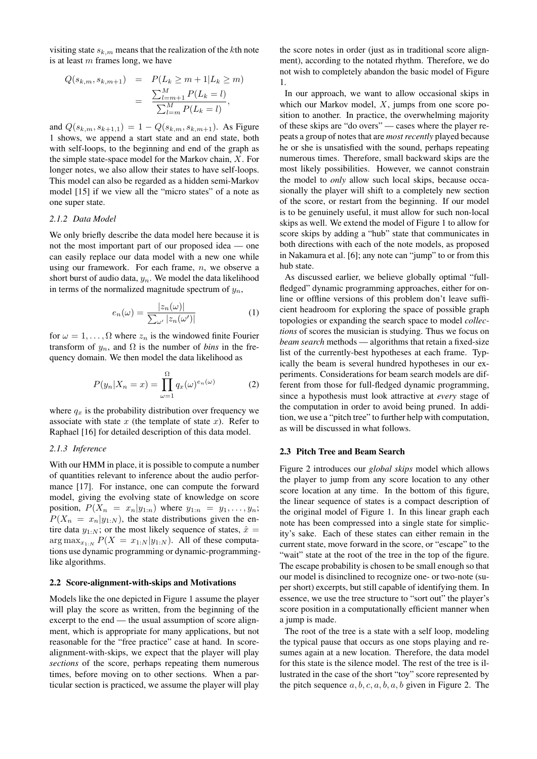visiting state $s_{k,m}$ means that the realization of the $k$th note is at least $m$ frames long, we have

$$
\begin{aligned}
Q(s_{k,m}, s_{k,m+1}) &= P(L_k \geq m+1 | L_k \geq m) \\
&= \frac{\sum_{l=m+1}^{M} P(L_k = l)}{\sum_{l=m}^{M} P(L_k = l)},
\end{aligned}
$$

and $Q(s_{k,m}, s_{k+1,1}) = 1 - Q(s_{k,m}, s_{k,m+1})$. As Figure 1 shows, we append a start state and an end state, both with self-loops, to the beginning and end of the graph as the simple state-space model for the Markov chain, $X$. For longer notes, we also allow their states to have self-loops. This model can also be regarded as a hidden semi-Markov model [15] if we view all the "micro states" of a note as one super state.

#### 2.1.2 Data Model

We only briefly describe the data model here because it is not the most important part of our proposed idea — one can easily replace our data model with a new one while using our framework. For each frame, $n$, we observe a short burst of audio data, $y_n$. We model the data likelihood in terms of the normalized magnitude spectrum of $y_n$,

$$
e_n(\omega) = \frac{|z_n(\omega)|}{\sum_{\omega'} |z_n(\omega')|} \qquad (1)
$$

for $\omega = 1, \ldots, \Omega$ where $z_n$ is the windowed finite Fourier transform of $y_n$, and $\Omega$ is the number of *bins* in the frequency domain. We then model the data likelihood as

$$
P(y_n | X_n = x) = \prod_{\omega=1}^{\Omega} q_x(\omega)^{e_n(\omega)} \qquad (2)
$$

where $q_x$ is the probability distribution over frequency we associate with state $x$ (the template of state $x$). Refer to Raphael [16] for detailed description of this data model.

#### 2.1.3 Inference

With our HMM in place, it is possible to compute a number of quantities relevant to inference about the audio performance [17]. For instance, one can compute the forward model, giving the evolving state of knowledge on score position, $P(X_n = x_n | y_{1:n})$ where $y_{1:n} = y_1, \ldots, y_n$; $P(X_n = x_n | y_{1:N})$, the state distributions given the entire data $y_{1:N}$; or the most likely sequence of states, $\hat{x} = \arg\max_{x_{1:N}} P(X = x_{1:N} | y_{1:N})$. All of these computations use dynamic programming or dynamic-programming-like algorithms.

### 2.2 Score-alignment-with-skips and Motivations

Models like the one depicted in Figure 1 assume the player will play the score as written, from the beginning of the excerpt to the end — the usual assumption of score alignment, which is appropriate for many applications, but not reasonable for the "free practice" case at hand. In score-alignment-with-skips, we expect that the player will play *sections* of the score, perhaps repeating them numerous times, before moving on to other sections. When a particular section is practiced, we assume the player will play the score notes in order (just as in traditional score alignment), according to the notated rhythm. Therefore, we do not wish to completely abandon the basic model of Figure 1.

In our approach, we want to allow occasional skips in which our Markov model, $X$, jumps from one score position to another. In practice, the overwhelming majority of these skips are "do overs" — cases where the player repeats a group of notes that are *most recently* played because he or she is unsatisfied with the sound, perhaps repeating numerous times. Therefore, small backward skips are the most likely possibilities. However, we cannot constrain the model to *only* allow such local skips, because occasionally the player will shift to a completely new section of the score, or restart from the beginning. If our model is to be genuinely useful, it must allow for such non-local skips as well. We extend the model of Figure 1 to allow for score skips by adding a "hub" state that communicates in both directions with each of the note models, as proposed in Nakamura et al. [6]; any note can "jump" to or from this hub state.

As discussed earlier, we believe globally optimal "full-fledged" dynamic programming approaches, either for online or offline versions of this problem don't leave sufficient headroom for exploring the space of possible graph topologies or expanding the search space to model *collections* of scores the musician is studying. Thus we focus on *beam search* methods — algorithms that retain a fixed-size list of the currently-best hypotheses at each frame. Typically the beam is several hundred hypotheses in our experiments. Considerations for beam search models are different from those for full-fledged dynamic programming, since a hypothesis must look attractive at *every* stage of the computation in order to avoid being pruned. In addition, we use a "pitch tree" to further help with computation, as will be discussed in what follows.

### 2.3 Pitch Tree and Beam Search

Figure 2 introduces our *global skips* model which allows the player to jump from any score location to any other score location at any time. In the bottom of this figure, the linear sequence of states is a compact description of the original model of Figure 1. In this linear graph each note has been compressed into a single state for simplicity's sake. Each of these states can either remain in the current state, move forward in the score, or "escape" to the "wait" state at the root of the tree in the top of the figure. The escape probability is chosen to be small enough so that our model is disinclined to recognize one- or two-note (super short) excerpts, but still capable of identifying them. In essence, we use the tree structure to "sort out" the player's score position in a computationally efficient manner when a jump is made.

The root of the tree is a state with a self loop, modeling the typical pause that occurs as one stops playing and resumes again at a new location. Therefore, the data model for this state is the silence model. The rest of the tree is illustrated in the case of the short "toy" score represented by the pitch sequence $a, b, c, a, b, a, b$ given in Figure 2. The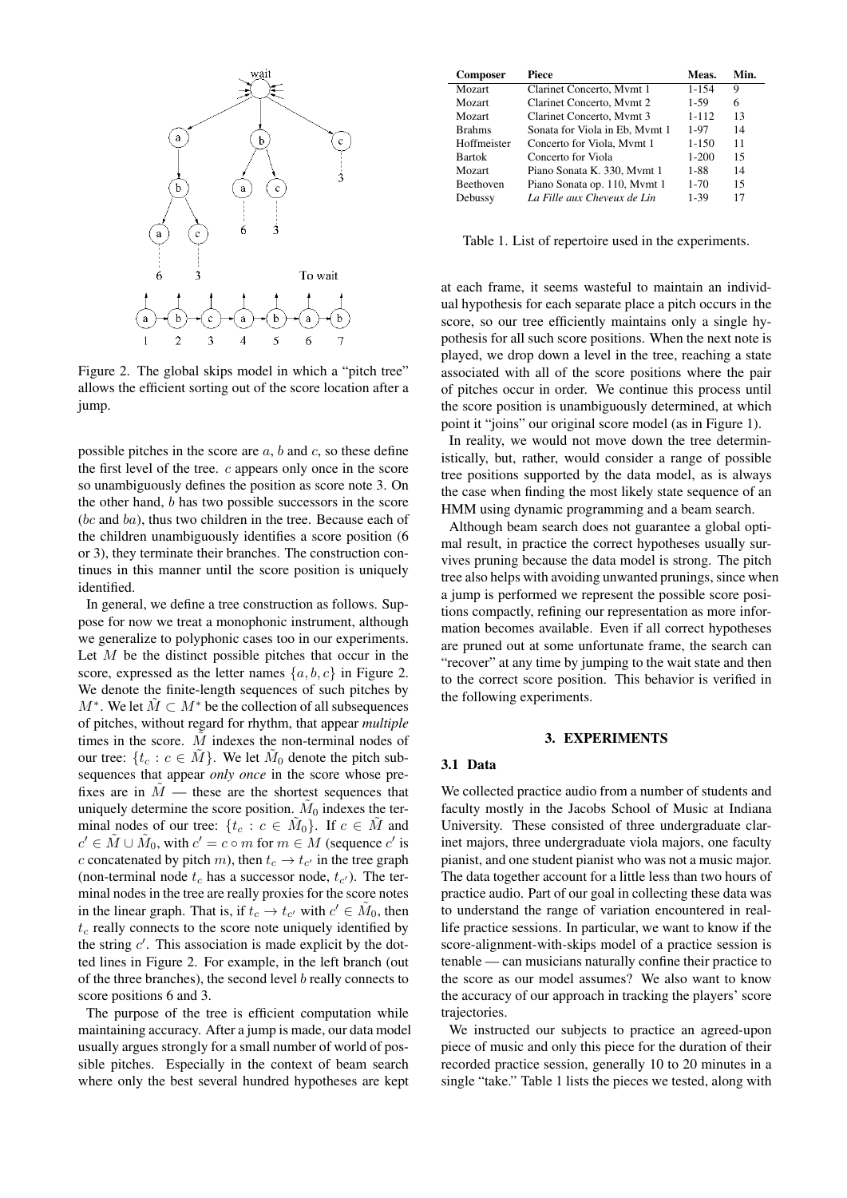Figure 2. The global skips model in which a "pitch tree" allows the efficient sorting out of the score location after a jump.

possible pitches in the score are $a$, $b$ and $c$, so these define the first level of the tree. $c$ appears only once in the score so unambiguously defines the position as score note 3. On the other hand, $b$ has two possible successors in the score ($bc$ and $ba$), thus two children in the tree. Because each of the children unambiguously identifies a score position (6 or 3), they terminate their branches. The construction continues in this manner until the score position is uniquely identified.

In general, we define a tree construction as follows. Suppose for now we treat a monophonic instrument, although we generalize to polyphonic cases too in our experiments. Let $M$ be the distinct possible pitches that occur in the score, expressed as the letter names $\{a, b, c\}$ in Figure 2. We denote the finite-length sequences of such pitches by $M^*$. We let $\tilde{M} \subset M^*$ be the collection of all subsequences of pitches, without regard for rhythm, that appear *multiple* times in the score. $\tilde{M}$ indexes the non-terminal nodes of our tree: $\{t_c : c \in \tilde{M}\}$. We let $\tilde{M}_0$ denote the pitch subsequences that appear *only once* in the score whose prefixes are in $\tilde{M}$ — these are the shortest sequences that uniquely determine the score position. $\tilde{M}_0$ indexes the terminal nodes of our tree: $\{t_c : c \in \tilde{M}_0\}$. If $c \in \tilde{M}$ and $c' \in \tilde{M} \cup \tilde{M}_0$, with $c' = c \circ m$ for $m \in M$ (sequence $c'$ is $c$ concatenated by pitch $m$), then $t_c \rightarrow t_{c'}$ in the tree graph (non-terminal node $t_c$ has a successor node, $t_{c'}$). The terminal nodes in the tree are really proxies for the score notes in the linear graph. That is, if $t_c \rightarrow t_{c'}$ with $c' \in \tilde{M}_0$, then $t_c$ really connects to the score note uniquely identified by the string $c'$. This association is made explicit by the dotted lines in Figure 2. For example, in the left branch (out of the three branches), the second level $b$ really connects to score positions 6 and 3.

The purpose of the tree is efficient computation while maintaining accuracy. After a jump is made, our data model usually argues strongly for a small number of world of possible pitches. Especially in the context of beam search where only the best several hundred hypotheses are kept at each frame, it seems wasteful to maintain an individual hypothesis for each separate place a pitch occurs in the score, so our tree efficiently maintains only a single hypothesis for all such score positions. When the next note is played, we drop down a level in the tree, reaching a state associated with all of the score positions where the pair of pitches occur in order. We continue this process until the score position is unambiguously determined, at which point it "joins" our original score model (as in Figure 1).

In reality, we would not move down the tree deterministically, but, rather, would consider a range of possible tree positions supported by the data model, as is always the case when finding the most likely state sequence of an HMM using dynamic programming and a beam search.

Although beam search does not guarantee a global optimal result, in practice the correct hypotheses usually survives pruning because the data model is strong. The pitch tree also helps with avoiding unwanted prunings, since when a jump is performed we represent the possible score positions compactly, refining our representation as more information becomes available. Even if all correct hypotheses are pruned out at some unfortunate frame, the search can "recover" at any time by jumping to the wait state and then to the correct score position. This behavior is verified in the following experiments.

| Composer | Piece | Meas. | Min. |
|---|---|---|---|
| Mozart | Clarinet Concerto, Mvmt 1 | 1-154 | 9 |
| Mozart | Clarinet Concerto, Mvmt 2 | 1-59 | 6 |
| Mozart | Clarinet Concerto, Mvmt 3 | 1-112 | 13 |
| Brahms | Sonata for Viola in Eb, Mvmt 1 | 1-97 | 14 |
| Hoffmeister | Concerto for Viola, Mvmt 1 | 1-150 | 11 |
| Bartok | Concerto for Viola | 1-200 | 15 |
| Mozart | Piano Sonata K. 330, Mvmt 1 | 1-88 | 14 |
| Beethoven | Piano Sonata op. 110, Mvmt 1 | 1-70 | 15 |
| Debussy | *La Fille aux Cheveux de Lin* | 1-39 | 17 |

Table 1. List of repertoire used in the experiments.

## 3. EXPERIMENTS

### 3.1 Data

We collected practice audio from a number of students and faculty mostly in the Jacobs School of Music at Indiana University. These consisted of three undergraduate clarinet majors, three undergraduate viola majors, one faculty pianist, and one student pianist who was not a music major. The data together account for a little less than two hours of practice audio. Part of our goal in collecting these data was to understand the range of variation encountered in real-life practice sessions. In particular, we want to know if the score-alignment-with-skips model of a practice session is tenable — can musicians naturally confine their practice to the score as our model assumes? We also want to know the accuracy of our approach in tracking the players' score trajectories.

We instructed our subjects to practice an agreed-upon piece of music and only this piece for the duration of their recorded practice session, generally 10 to 20 minutes in a single "take." Table 1 lists the pieces we tested, along with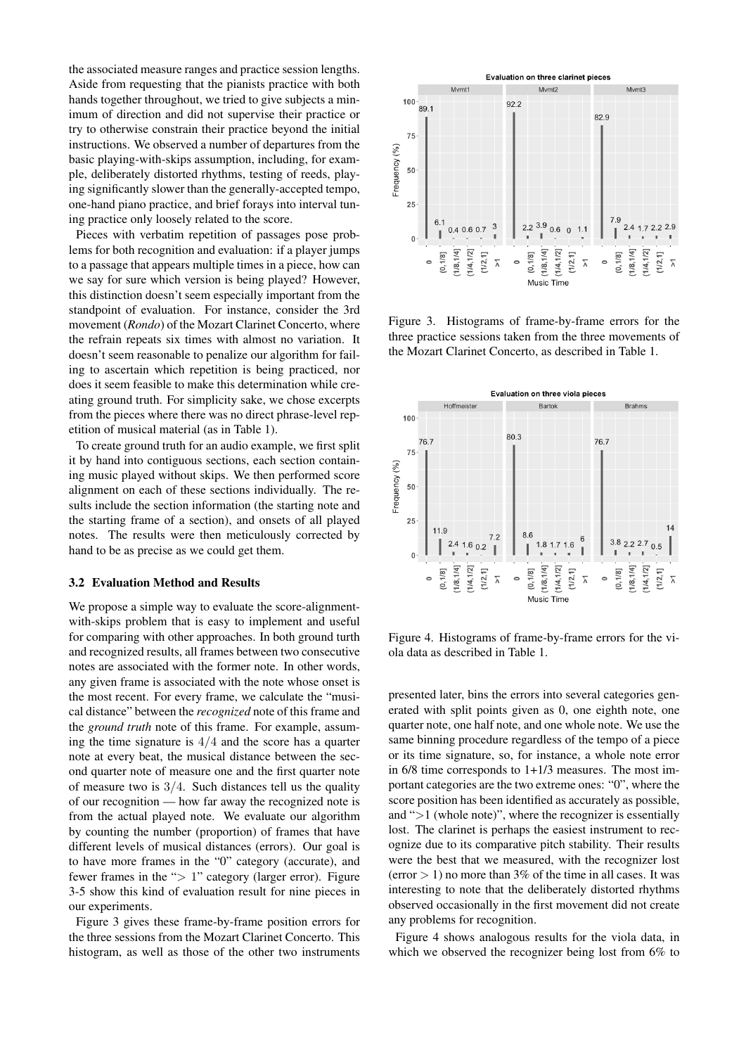the associated measure ranges and practice session lengths. Aside from requesting that the pianists practice with both hands together throughout, we tried to give subjects a minimum of direction and did not supervise their practice or try to otherwise constrain their practice beyond the initial instructions. We observed a number of departures from the basic playing-with-skips assumption, including, for example, deliberately distorted rhythms, testing of reeds, playing significantly slower than the generally-accepted tempo, one-hand piano practice, and brief forays into interval tuning practice only loosely related to the score.

Pieces with verbatim repetition of passages pose problems for both recognition and evaluation: if a player jumps to a passage that appears multiple times in a piece, how can we say for sure which version is being played? However, this distinction doesn't seem especially important from the standpoint of evaluation. For instance, consider the 3rd movement (*Rondo*) of the Mozart Clarinet Concerto, where the refrain repeats six times with almost no variation. It doesn't seem reasonable to penalize our algorithm for failing to ascertain which repetition is being practiced, nor does it seem feasible to make this determination while creating ground truth. For simplicity sake, we chose excerpts from the pieces where there was no direct phrase-level repetition of musical material (as in Table 1).

To create ground truth for an audio example, we first split it by hand into contiguous sections, each section containing music played without skips. We then performed score alignment on each of these sections individually. The results include the section information (the starting note and the starting frame of a section), and onsets of all played notes. The results were then meticulously corrected by hand to be as precise as we could get them.

### 3.2 Evaluation Method and Results

We propose a simple way to evaluate the score-alignment-with-skips problem that is easy to implement and useful for comparing with other approaches. In both ground turth and recognized results, all frames between two consecutive notes are associated with the former note. In other words, any given frame is associated with the note whose onset is the most recent. For every frame, we calculate the "musical distance" between the *recognized* note of this frame and the *ground truth* note of this frame. For example, assuming the time signature is $4/4$ and the score has a quarter note at every beat, the musical distance between the second quarter note of measure one and the first quarter note of measure two is $3/4$. Such distances tell us the quality of our recognition — how far away the recognized note is from the actual played note. We evaluate our algorithm by counting the number (proportion) of frames that have different levels of musical distances (errors). Our goal is to have more frames in the "0" category (accurate), and fewer frames in the "$> 1$" category (larger error). Figure 3-5 show this kind of evaluation result for nine pieces in our experiments.

Figure 3 gives these frame-by-frame position errors for the three sessions from the Mozart Clarinet Concerto. This histogram, as well as those of the other two instruments

Figure 3. Histograms of frame-by-frame errors for the three practice sessions taken from the three movements of the Mozart Clarinet Concerto, as described in Table 1.

Figure 4. Histograms of frame-by-frame errors for the viola data as described in Table 1.

presented later, bins the errors into several categories generated with split points given as 0, one eighth note, one quarter note, one half note, and one whole note. We use the same binning procedure regardless of the tempo of a piece or its time signature, so, for instance, a whole note error in 6/8 time corresponds to 1+1/3 measures. The most important categories are the two extreme ones: "0", where the score position has been identified as accurately as possible, and ">1 (whole note)", where the recognizer is essentially lost. The clarinet is perhaps the easiest instrument to recognize due to its comparative pitch stability. Their results were the best that we measured, with the recognizer lost (error $> 1$) no more than 3% of the time in all cases. It was interesting to note that the deliberately distorted rhythms observed occasionally in the first movement did not create any problems for recognition.

Figure 4 shows analogous results for the viola data, in which we observed the recognizer being lost from 6% to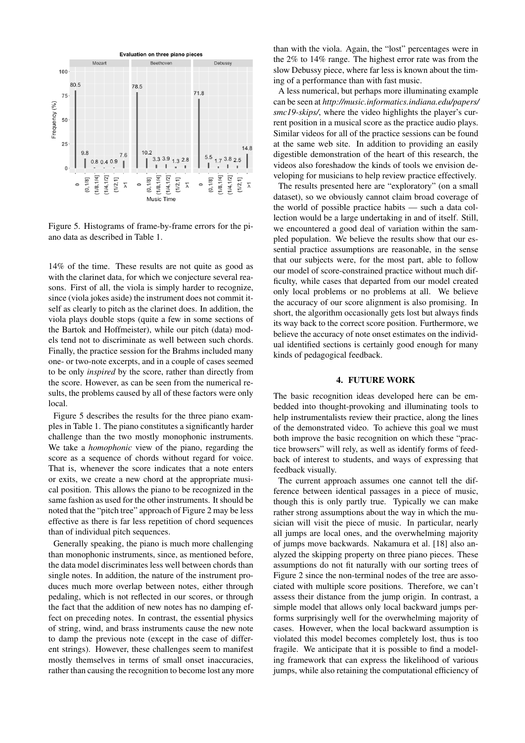Figure 5. Histograms of frame-by-frame errors for the piano data as described in Table 1.

14% of the time. These results are not quite as good as with the clarinet data, for which we conjecture several reasons. First of all, the viola is simply harder to recognize, since (viola jokes aside) the instrument does not commit itself as clearly to pitch as the clarinet does. In addition, the viola plays double stops (quite a few in some sections of the Bartok and Hoffmeister), while our pitch (data) models tend not to discriminate as well between such chords. Finally, the practice session for the Brahms included many one- or two-note excerpts, and in a couple of cases seemed to be only *inspired* by the score, rather than directly from the score. However, as can be seen from the numerical results, the problems caused by all of these factors were only local.

Figure 5 describes the results for the three piano examples in Table 1. The piano constitutes a significantly harder challenge than the two mostly monophonic instruments. We take a *homophonic* view of the piano, regarding the score as a sequence of chords without regard for voice. That is, whenever the score indicates that a note enters or exits, we create a new chord at the appropriate musical position. This allows the piano to be recognized in the same fashion as used for the other instruments. It should be noted that the "pitch tree" approach of Figure 2 may be less effective as there is far less repetition of chord sequences than of individual pitch sequences.

Generally speaking, the piano is much more challenging than monophonic instruments, since, as mentioned before, the data model discriminates less well between chords than single notes. In addition, the nature of the instrument produces much more overlap between notes, either through pedaling, which is not reflected in our scores, or through the fact that the addition of new notes has no damping effect on preceding notes. In contrast, the essential physics of string, wind, and brass instruments cause the new note to damp the previous note (except in the case of different strings). However, these challenges seem to manifest mostly themselves in terms of small onset inaccuracies, rather than causing the recognition to become lost any more than with the viola. Again, the "lost" percentages were in the 2% to 14% range. The highest error rate was from the slow Debussy piece, where far less is known about the timing of a performance than with fast music.

A less numerical, but perhaps more illuminating example can be seen at *http://music.informatics.indiana.edu/papers/smc19-skips/*, where the video highlights the player's current position in a musical score as the practice audio plays. Similar videos for all of the practice sessions can be found at the same web site. In addition to providing an easily digestible demonstration of the heart of this research, the videos also foreshadow the kinds of tools we envision developing for musicians to help review practice effectively.

The results presented here are "exploratory" (on a small dataset), so we obviously cannot claim broad coverage of the world of possible practice habits — such a data collection would be a large undertaking in and of itself. Still, we encountered a good deal of variation within the sampled population. We believe the results show that our essential practice assumptions are reasonable, in the sense that our subjects were, for the most part, able to follow our model of score-constrained practice without much difficulty, while cases that departed from our model created only local problems or no problems at all. We believe the accuracy of our score alignment is also promising. In short, the algorithm occasionally gets lost but always finds its way back to the correct score position. Furthermore, we believe the accuracy of note onset estimates on the individual identified sections is certainly good enough for many kinds of pedagogical feedback.

## 4. FUTURE WORK

The basic recognition ideas developed here can be embedded into thought-provoking and illuminating tools to help instrumentalists review their practice, along the lines of the demonstrated video. To achieve this goal we must both improve the basic recognition on which these "practice browsers" will rely, as well as identify forms of feedback of interest to students, and ways of expressing that feedback visually.

The current approach assumes one cannot tell the difference between identical passages in a piece of music, though this is only partly true. Typically we can make rather strong assumptions about the way in which the musician will visit the piece of music. In particular, nearly all jumps are local ones, and the overwhelming majority of jumps move backwards. Nakamura et al. [18] also analyzed the skipping property on three piano pieces. These assumptions do not fit naturally with our sorting trees of Figure 2 since the non-terminal nodes of the tree are associated with multiple score positions. Therefore, we can't assess their distance from the jump origin. In contrast, a simple model that allows only local backward jumps performs surprisingly well for the overwhelming majority of cases. However, when the local backward assumption is violated this model becomes completely lost, thus is too fragile. We anticipate that it is possible to find a modeling framework that can express the likelihood of various jumps, while also retaining the computational efficiency of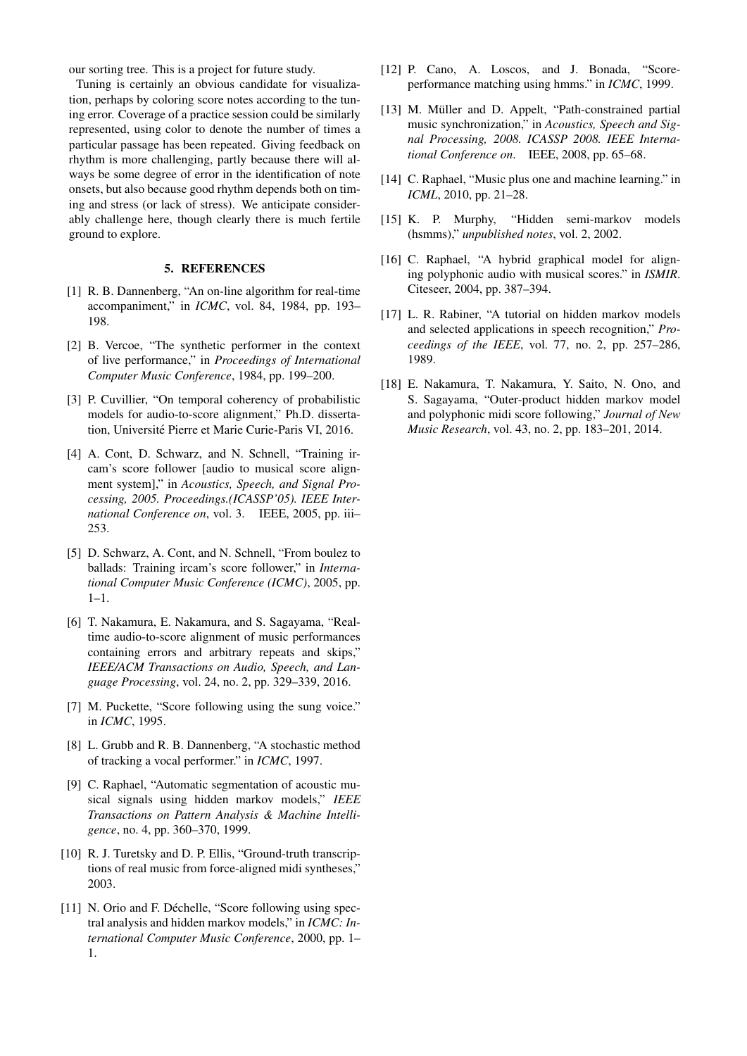our sorting tree. This is a project for future study.

Tuning is certainly an obvious candidate for visualization, perhaps by coloring score notes according to the tuning error. Coverage of a practice session could be similarly represented, using color to denote the number of times a particular passage has been repeated. Giving feedback on rhythm is more challenging, partly because there will always be some degree of error in the identification of note onsets, but also because good rhythm depends both on timing and stress (or lack of stress). We anticipate considerably challenge here, though clearly there is much fertile ground to explore.

## 5. REFERENCES

[1] R. B. Dannenberg, "An on-line algorithm for real-time accompaniment," in *ICMC*, vol. 84, 1984, pp. 193–198.

[2] B. Vercoe, "The synthetic performer in the context of live performance," in *Proceedings of International Computer Music Conference*, 1984, pp. 199–200.

[3] P. Cuvillier, "On temporal coherency of probabilistic models for audio-to-score alignment," Ph.D. dissertation, Université Pierre et Marie Curie-Paris VI, 2016.

[4] A. Cont, D. Schwarz, and N. Schnell, "Training ircam's score follower [audio to musical score alignment system]," in *Acoustics, Speech, and Signal Processing, 2005. Proceedings.(ICASSP'05). IEEE International Conference on*, vol. 3. IEEE, 2005, pp. iii–253.

[5] D. Schwarz, A. Cont, and N. Schnell, "From boulez to ballads: Training ircam's score follower," in *International Computer Music Conference (ICMC)*, 2005, pp. 1–1.

[6] T. Nakamura, E. Nakamura, and S. Sagayama, "Real-time audio-to-score alignment of music performances containing errors and arbitrary repeats and skips," *IEEE/ACM Transactions on Audio, Speech, and Language Processing*, vol. 24, no. 2, pp. 329–339, 2016.

[7] M. Puckette, "Score following using the sung voice." in *ICMC*, 1995.

[8] L. Grubb and R. B. Dannenberg, "A stochastic method of tracking a vocal performer." in *ICMC*, 1997.

[9] C. Raphael, "Automatic segmentation of acoustic musical signals using hidden markov models," *IEEE Transactions on Pattern Analysis & Machine Intelligence*, no. 4, pp. 360–370, 1999.

[10] R. J. Turetsky and D. P. Ellis, "Ground-truth transcriptions of real music from force-aligned midi syntheses," 2003.

[11] N. Orio and F. Déchelle, "Score following using spectral analysis and hidden markov models," in *ICMC: International Computer Music Conference*, 2000, pp. 1–1.

[12] P. Cano, A. Loscos, and J. Bonada, "Score-performance matching using hmms." in *ICMC*, 1999.

[13] M. Müller and D. Appelt, "Path-constrained partial music synchronization," in *Acoustics, Speech and Signal Processing, 2008. ICASSP 2008. IEEE International Conference on*. IEEE, 2008, pp. 65–68.

[14] C. Raphael, "Music plus one and machine learning." in *ICML*, 2010, pp. 21–28.

[15] K. P. Murphy, "Hidden semi-markov models (hsmms)," *unpublished notes*, vol. 2, 2002.

[16] C. Raphael, "A hybrid graphical model for aligning polyphonic audio with musical scores." in *ISMIR*. Citeseer, 2004, pp. 387–394.

[17] L. R. Rabiner, "A tutorial on hidden markov models and selected applications in speech recognition," *Proceedings of the IEEE*, vol. 77, no. 2, pp. 257–286, 1989.

[18] E. Nakamura, T. Nakamura, Y. Saito, N. Ono, and S. Sagayama, "Outer-product hidden markov model and polyphonic midi score following," *Journal of New Music Research*, vol. 43, no. 2, pp. 183–201, 2014.